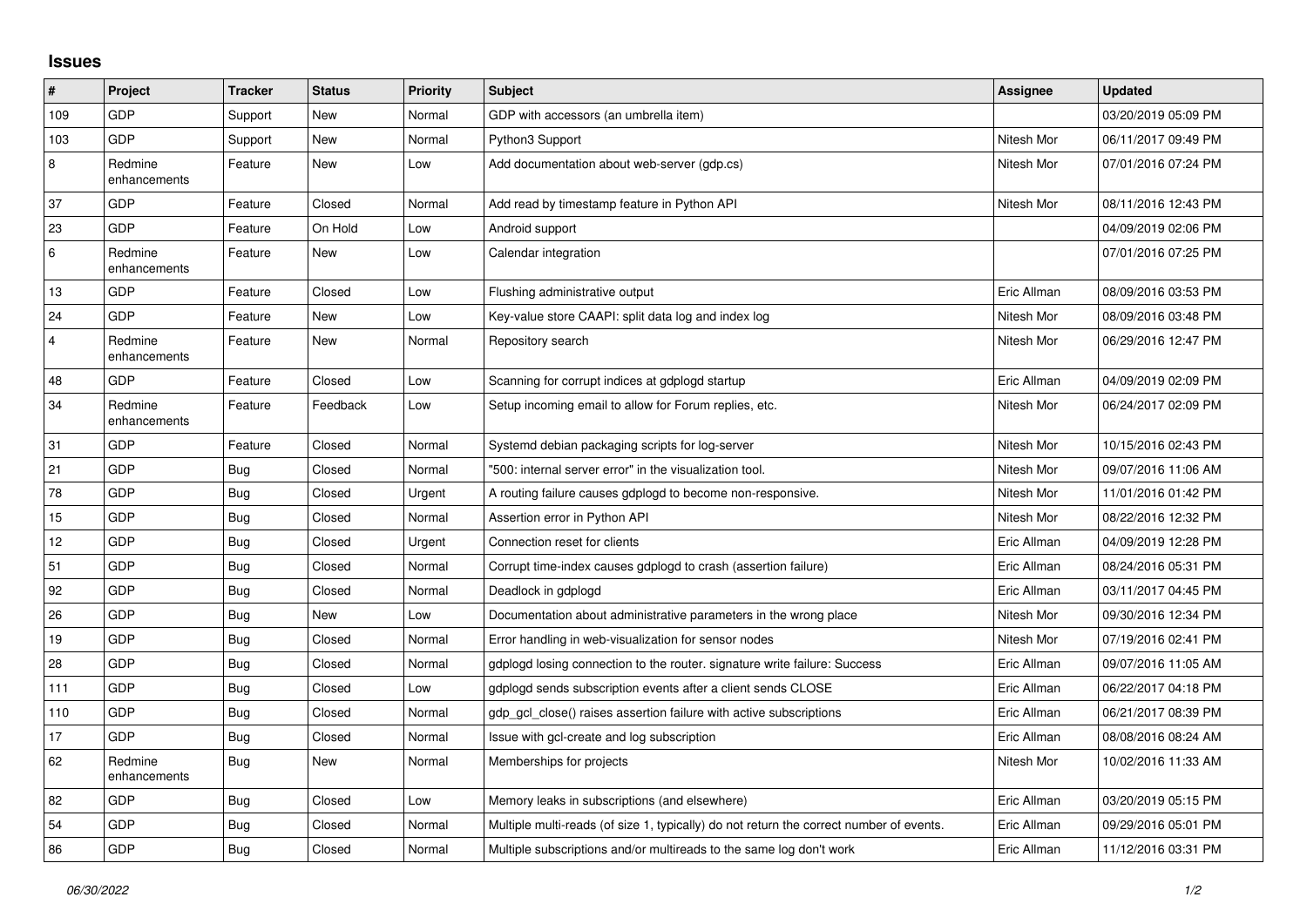# Issues

| # | Project | Tracker | Status | Priority | Subject | Assignee | Updated |
|---|---|---|---|---|---|---|---|
| 109 | GDP | Support | New | Normal | GDP with accessors (an umbrella item) | | 03/20/2019 05:09 PM |
| 103 | GDP | Support | New | Normal | Python3 Support | Nitesh Mor | 06/11/2017 09:49 PM |
| 8 | Redmine enhancements | Feature | New | Low | Add documentation about web-server (gdp.cs) | Nitesh Mor | 07/01/2016 07:24 PM |
| 37 | GDP | Feature | Closed | Normal | Add read by timestamp feature in Python API | Nitesh Mor | 08/11/2016 12:43 PM |
| 23 | GDP | Feature | On Hold | Low | Android support | | 04/09/2019 02:06 PM |
| 6 | Redmine enhancements | Feature | New | Low | Calendar integration | | 07/01/2016 07:25 PM |
| 13 | GDP | Feature | Closed | Low | Flushing administrative output | Eric Allman | 08/09/2016 03:53 PM |
| 24 | GDP | Feature | New | Low | Key-value store CAAPI: split data log and index log | Nitesh Mor | 08/09/2016 03:48 PM |
| 4 | Redmine enhancements | Feature | New | Normal | Repository search | Nitesh Mor | 06/29/2016 12:47 PM |
| 48 | GDP | Feature | Closed | Low | Scanning for corrupt indices at gdplogd startup | Eric Allman | 04/09/2019 02:09 PM |
| 34 | Redmine enhancements | Feature | Feedback | Low | Setup incoming email to allow for Forum replies, etc. | Nitesh Mor | 06/24/2017 02:09 PM |
| 31 | GDP | Feature | Closed | Normal | Systemd debian packaging scripts for log-server | Nitesh Mor | 10/15/2016 02:43 PM |
| 21 | GDP | Bug | Closed | Normal | "500: internal server error" in the visualization tool. | Nitesh Mor | 09/07/2016 11:06 AM |
| 78 | GDP | Bug | Closed | Urgent | A routing failure causes gdplogd to become non-responsive. | Nitesh Mor | 11/01/2016 01:42 PM |
| 15 | GDP | Bug | Closed | Normal | Assertion error in Python API | Nitesh Mor | 08/22/2016 12:32 PM |
| 12 | GDP | Bug | Closed | Urgent | Connection reset for clients | Eric Allman | 04/09/2019 12:28 PM |
| 51 | GDP | Bug | Closed | Normal | Corrupt time-index causes gdplogd to crash (assertion failure) | Eric Allman | 08/24/2016 05:31 PM |
| 92 | GDP | Bug | Closed | Normal | Deadlock in gdplogd | Eric Allman | 03/11/2017 04:45 PM |
| 26 | GDP | Bug | New | Low | Documentation about administrative parameters in the wrong place | Nitesh Mor | 09/30/2016 12:34 PM |
| 19 | GDP | Bug | Closed | Normal | Error handling in web-visualization for sensor nodes | Nitesh Mor | 07/19/2016 02:41 PM |
| 28 | GDP | Bug | Closed | Normal | gdplogd losing connection to the router. signature write failure: Success | Eric Allman | 09/07/2016 11:05 AM |
| 111 | GDP | Bug | Closed | Low | gdplogd sends subscription events after a client sends CLOSE | Eric Allman | 06/22/2017 04:18 PM |
| 110 | GDP | Bug | Closed | Normal | gdp_gcl_close() raises assertion failure with active subscriptions | Eric Allman | 06/21/2017 08:39 PM |
| 17 | GDP | Bug | Closed | Normal | Issue with gcl-create and log subscription | Eric Allman | 08/08/2016 08:24 AM |
| 62 | Redmine enhancements | Bug | New | Normal | Memberships for projects | Nitesh Mor | 10/02/2016 11:33 AM |
| 82 | GDP | Bug | Closed | Low | Memory leaks in subscriptions (and elsewhere) | Eric Allman | 03/20/2019 05:15 PM |
| 54 | GDP | Bug | Closed | Normal | Multiple multi-reads (of size 1, typically) do not return the correct number of events. | Eric Allman | 09/29/2016 05:01 PM |
| 86 | GDP | Bug | Closed | Normal | Multiple subscriptions and/or multireads to the same log don't work | Eric Allman | 11/12/2016 03:31 PM |

*06/30/2022*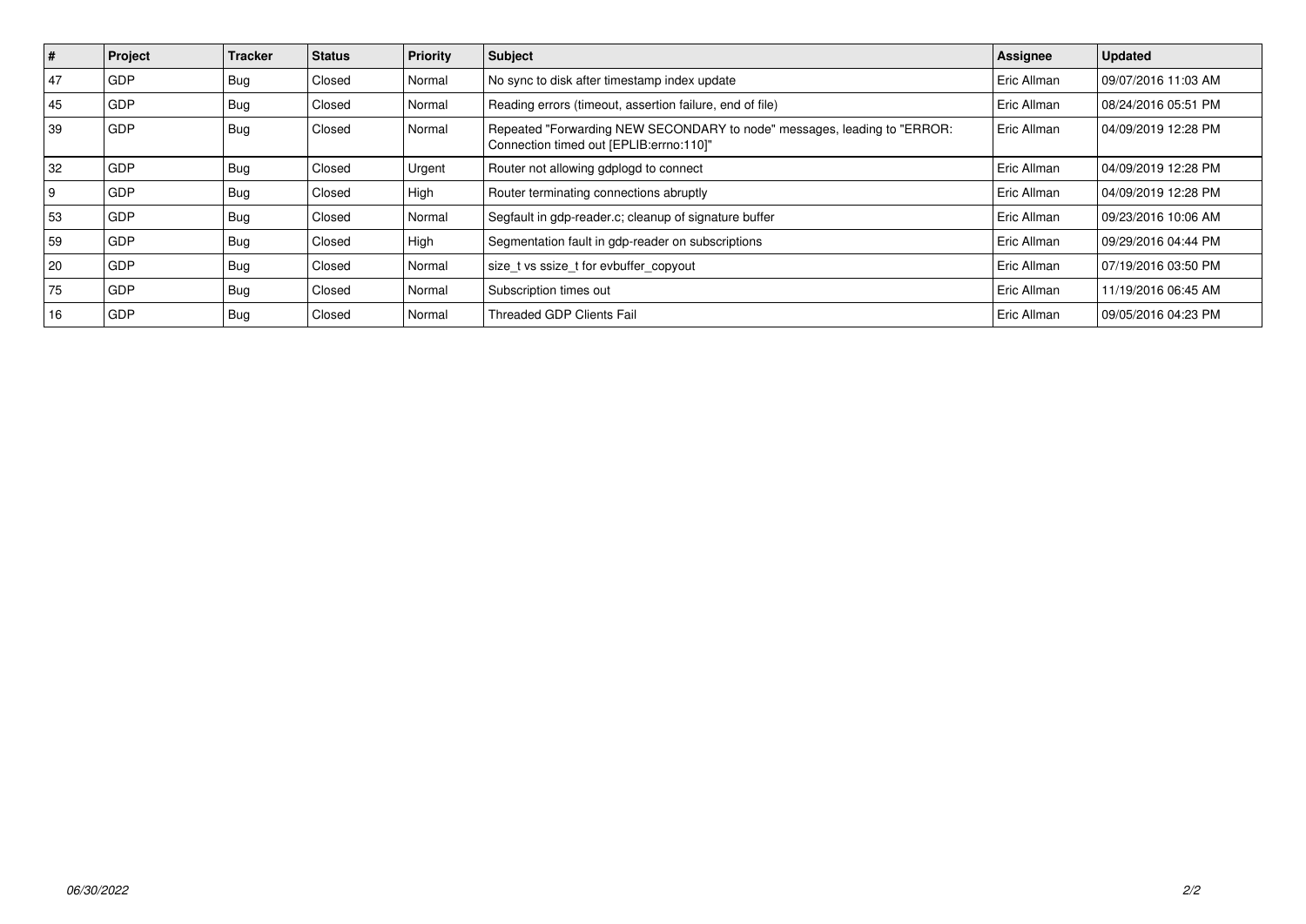| # | Project | Tracker | Status | Priority | Subject | Assignee | Updated |
|---|---|---|---|---|---|---|---|
| 47 | GDP | Bug | Closed | Normal | No sync to disk after timestamp index update | Eric Allman | 09/07/2016 11:03 AM |
| 45 | GDP | Bug | Closed | Normal | Reading errors (timeout, assertion failure, end of file) | Eric Allman | 08/24/2016 05:51 PM |
| 39 | GDP | Bug | Closed | Normal | Repeated "Forwarding NEW SECONDARY to node" messages, leading to "ERROR: Connection timed out [EPLIB:errno:110]" | Eric Allman | 04/09/2019 12:28 PM |
| 32 | GDP | Bug | Closed | Urgent | Router not allowing gdplogd to connect | Eric Allman | 04/09/2019 12:28 PM |
| 9 | GDP | Bug | Closed | High | Router terminating connections abruptly | Eric Allman | 04/09/2019 12:28 PM |
| 53 | GDP | Bug | Closed | Normal | Segfault in gdp-reader.c; cleanup of signature buffer | Eric Allman | 09/23/2016 10:06 AM |
| 59 | GDP | Bug | Closed | High | Segmentation fault in gdp-reader on subscriptions | Eric Allman | 09/29/2016 04:44 PM |
| 20 | GDP | Bug | Closed | Normal | size_t vs ssize_t for evbuffer_copyout | Eric Allman | 07/19/2016 03:50 PM |
| 75 | GDP | Bug | Closed | Normal | Subscription times out | Eric Allman | 11/19/2016 06:45 AM |
| 16 | GDP | Bug | Closed | Normal | Threaded GDP Clients Fail | Eric Allman | 09/05/2016 04:23 PM |